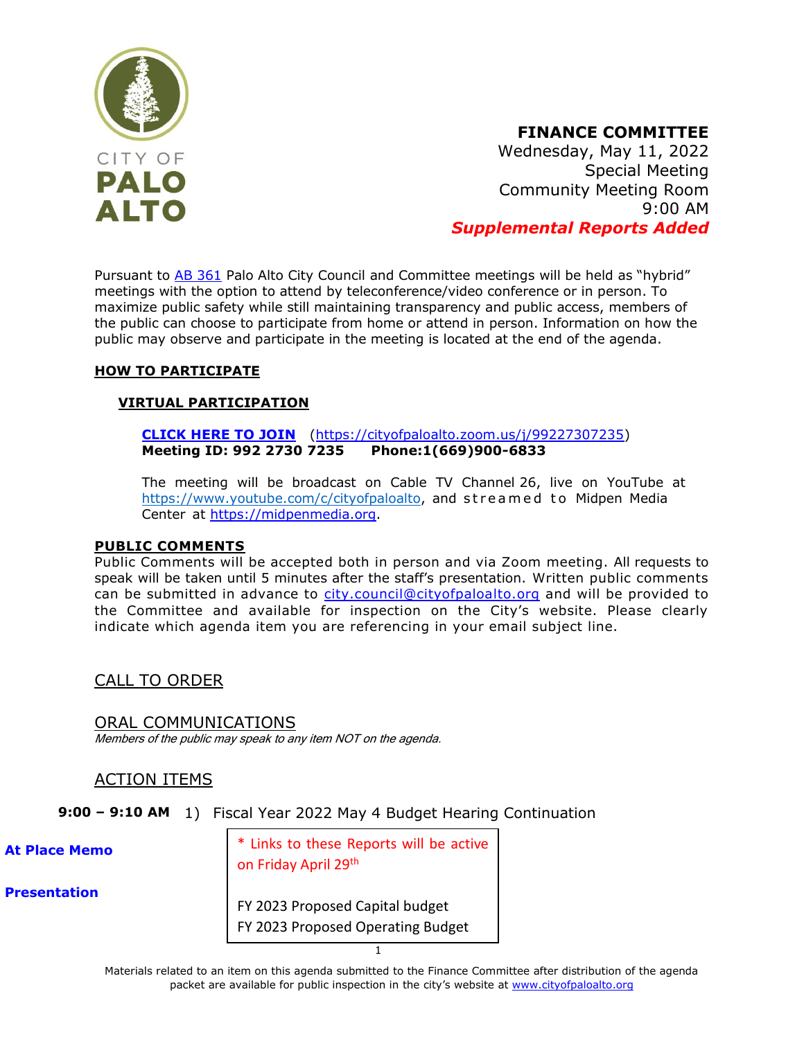CITY OF PALO ALTO

**FINANCE COMMITTEE**
Wednesday, May 11, 2022
Special Meeting
Community Meeting Room
9:00 AM
***Supplemental Reports Added***

Pursuant to AB 361 Palo Alto City Council and Committee meetings will be held as "hybrid" meetings with the option to attend by teleconference/video conference or in person. To maximize public safety while still maintaining transparency and public access, members of the public can choose to participate from home or attend in person. Information on how the public may observe and participate in the meeting is located at the end of the agenda.

## HOW TO PARTICIPATE

### VIRTUAL PARTICIPATION

**CLICK HERE TO JOIN** (https://cityofpaloalto.zoom.us/j/99227307235)
**Meeting ID: 992 2730 7235 Phone:1(669)900-6833**

The meeting will be broadcast on Cable TV Channel 26, live on YouTube at https://www.youtube.com/c/cityofpaloalto, and streamed to Midpen Media Center at https://midpenmedia.org.

## PUBLIC COMMENTS

Public Comments will be accepted both in person and via Zoom meeting. All requests to speak will be taken until 5 minutes after the staff's presentation. Written public comments can be submitted in advance to city.council@cityofpaloalto.org and will be provided to the Committee and available for inspection on the City's website. Please clearly indicate which agenda item you are referencing in your email subject line.

## CALL TO ORDER

## ORAL COMMUNICATIONS

*Members of the public may speak to any item NOT on the agenda.*

## ACTION ITEMS

**9:00 – 9:10 AM** 1) Fiscal Year 2022 May 4 Budget Hearing Continuation

**At Place Memo**

**Presentation**

* Links to these Reports will be active on Friday April 29th

FY 2023 Proposed Capital budget
FY 2023 Proposed Operating Budget

Materials related to an item on this agenda submitted to the Finance Committee after distribution of the agenda packet are available for public inspection in the city's website at www.cityofpaloalto.org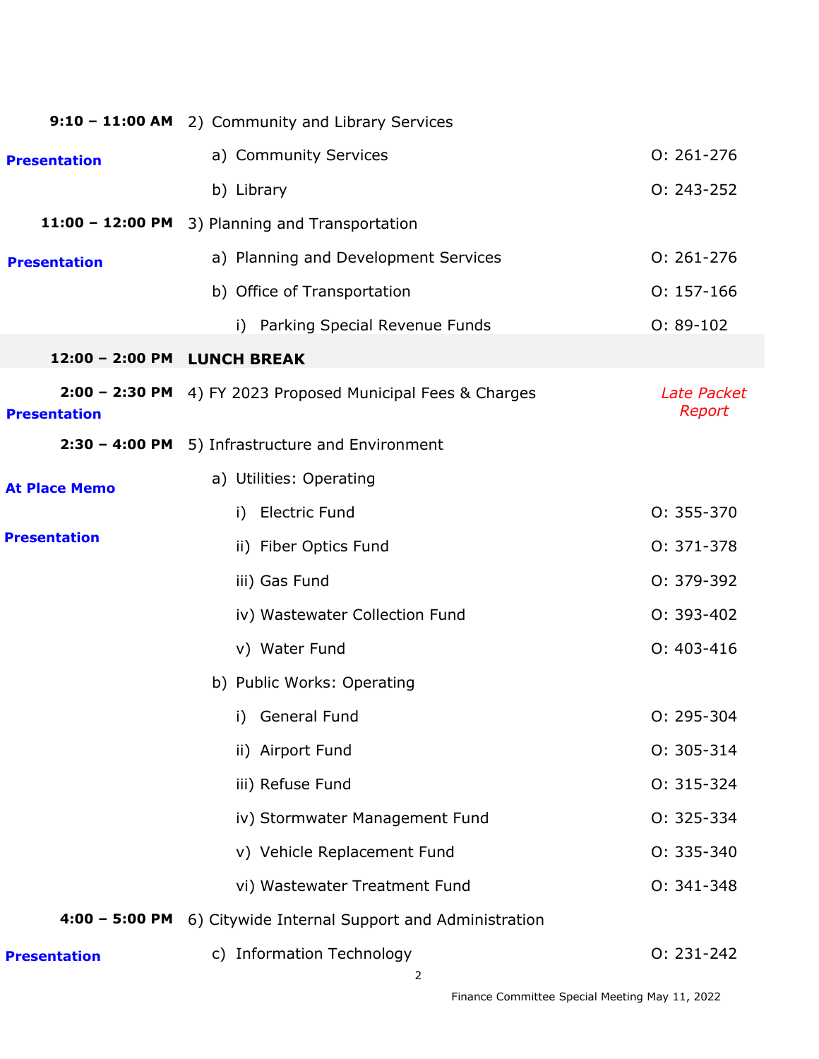| Time | Item | Pages |
|---|---|---|
| **9:10 – 11:00 AM** | 2) Community and Library Services | |
| **Presentation** | a) Community Services | O: 261-276 |
| | b) Library | O: 243-252 |
| **11:00 – 12:00 PM** | 3) Planning and Transportation | |
| **Presentation** | a) Planning and Development Services | O: 261-276 |
| | b) Office of Transportation | O: 157-166 |
| | i) Parking Special Revenue Funds | O: 89-102 |
| **12:00 – 2:00 PM** | **LUNCH BREAK** | |
| **2:00 – 2:30 PM** **Presentation** | 4) FY 2023 Proposed Municipal Fees & Charges | *Late Packet Report* |
| **2:30 – 4:00 PM** | 5) Infrastructure and Environment | |
| **At Place Memo** | a) Utilities: Operating | |
| | i) Electric Fund | O: 355-370 |
| **Presentation** | ii) Fiber Optics Fund | O: 371-378 |
| | iii) Gas Fund | O: 379-392 |
| | iv) Wastewater Collection Fund | O: 393-402 |
| | v) Water Fund | O: 403-416 |
| | b) Public Works: Operating | |
| | i) General Fund | O: 295-304 |
| | ii) Airport Fund | O: 305-314 |
| | iii) Refuse Fund | O: 315-324 |
| | iv) Stormwater Management Fund | O: 325-334 |
| | v) Vehicle Replacement Fund | O: 335-340 |
| | vi) Wastewater Treatment Fund | O: 341-348 |
| **4:00 – 5:00 PM** | 6) Citywide Internal Support and Administration | |
| **Presentation** | c) Information Technology | O: 231-242 |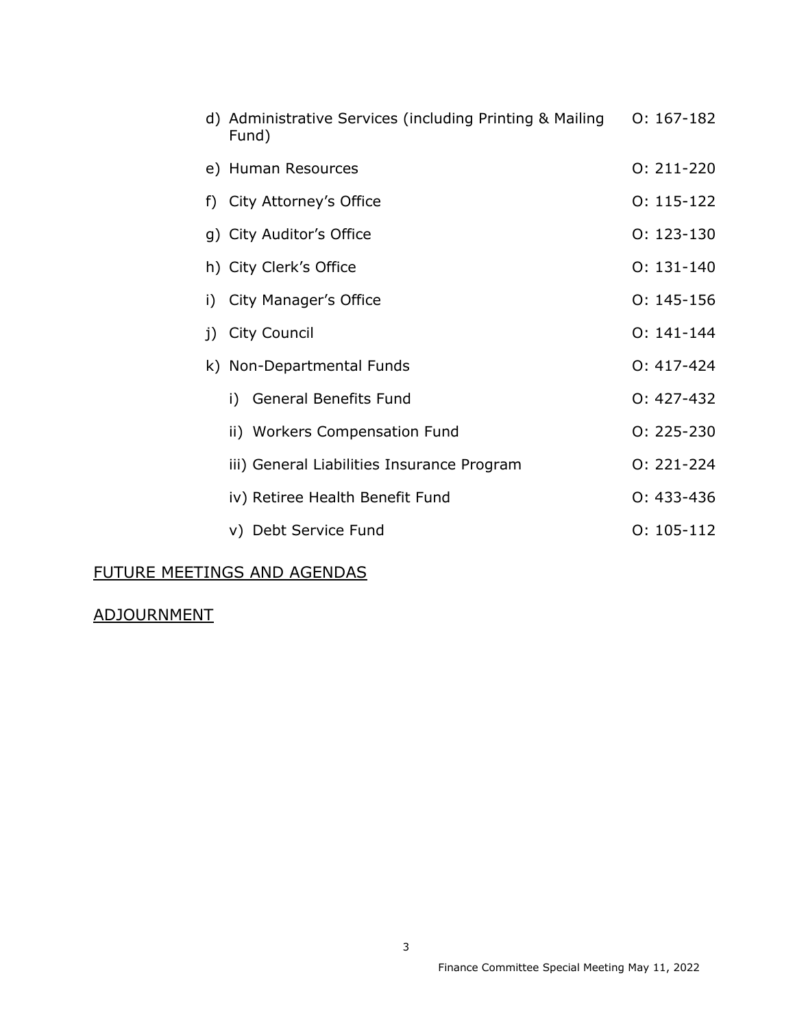d) Administrative Services (including Printing & Mailing Fund) O: 167-182

e) Human Resources O: 211-220

f) City Attorney's Office O: 115-122

g) City Auditor's Office O: 123-130

h) City Clerk's Office O: 131-140

i) City Manager's Office O: 145-156

j) City Council O: 141-144

k) Non-Departmental Funds O: 417-424

   i) General Benefits Fund O: 427-432

   ii) Workers Compensation Fund O: 225-230

   iii) General Liabilities Insurance Program O: 221-224

   iv) Retiree Health Benefit Fund O: 433-436

   v) Debt Service Fund O: 105-112

FUTURE MEETINGS AND AGENDAS

ADJOURNMENT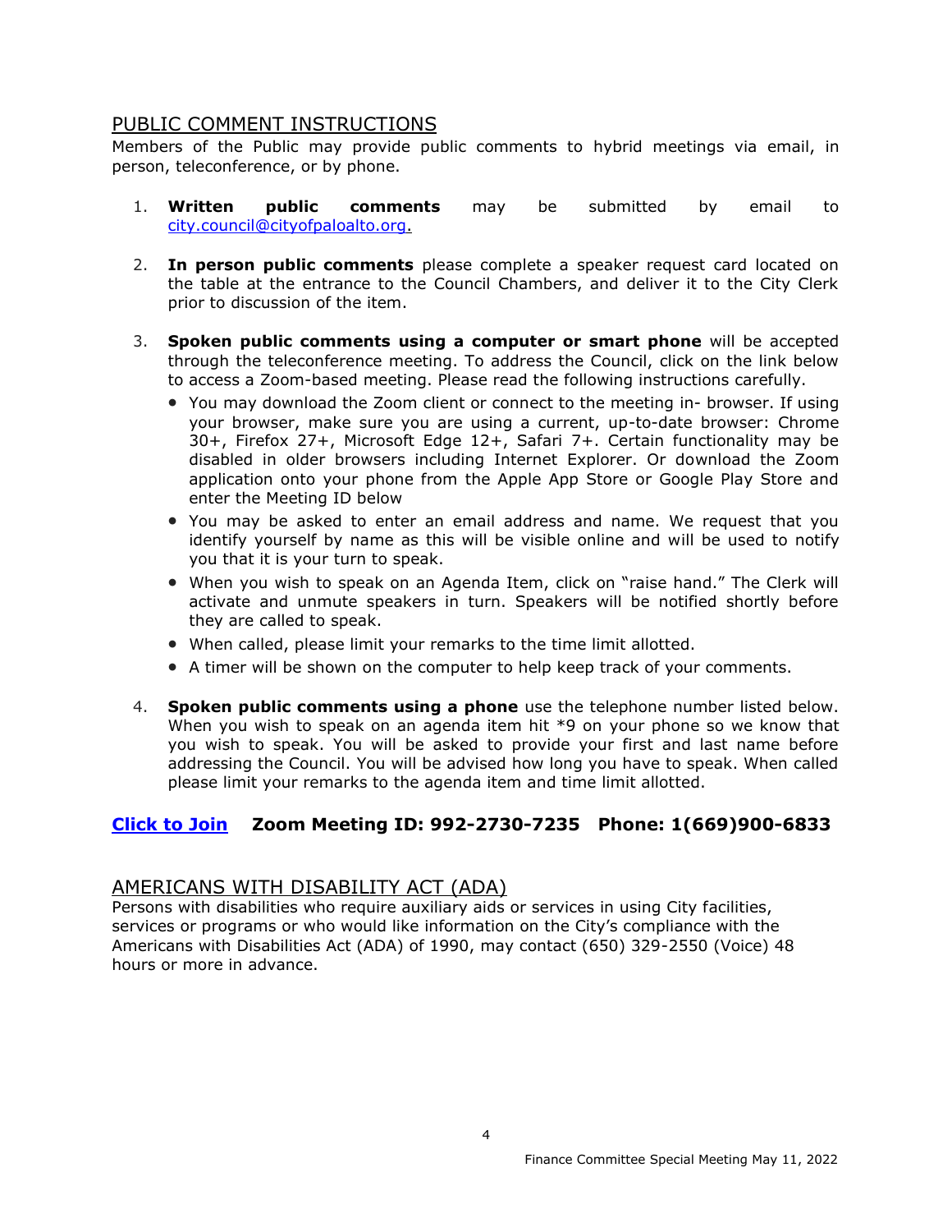## PUBLIC COMMENT INSTRUCTIONS

Members of the Public may provide public comments to hybrid meetings via email, in person, teleconference, or by phone.

1. **Written public comments** may be submitted by email to city.council@cityofpaloalto.org.

2. **In person public comments** please complete a speaker request card located on the table at the entrance to the Council Chambers, and deliver it to the City Clerk prior to discussion of the item.

3. **Spoken public comments using a computer or smart phone** will be accepted through the teleconference meeting. To address the Council, click on the link below to access a Zoom-based meeting. Please read the following instructions carefully.
   - You may download the Zoom client or connect to the meeting in- browser. If using your browser, make sure you are using a current, up-to-date browser: Chrome 30+, Firefox 27+, Microsoft Edge 12+, Safari 7+. Certain functionality may be disabled in older browsers including Internet Explorer. Or download the Zoom application onto your phone from the Apple App Store or Google Play Store and enter the Meeting ID below
   - You may be asked to enter an email address and name. We request that you identify yourself by name as this will be visible online and will be used to notify you that it is your turn to speak.
   - When you wish to speak on an Agenda Item, click on "raise hand." The Clerk will activate and unmute speakers in turn. Speakers will be notified shortly before they are called to speak.
   - When called, please limit your remarks to the time limit allotted.
   - A timer will be shown on the computer to help keep track of your comments.

4. **Spoken public comments using a phone** use the telephone number listed below. When you wish to speak on an agenda item hit *9 on your phone so we know that you wish to speak. You will be asked to provide your first and last name before addressing the Council. You will be advised how long you have to speak. When called please limit your remarks to the agenda item and time limit allotted.

**Click to Join** **Zoom Meeting ID: 992-2730-7235** **Phone: 1(669)900-6833**

## AMERICANS WITH DISABILITY ACT (ADA)

Persons with disabilities who require auxiliary aids or services in using City facilities, services or programs or who would like information on the City's compliance with the Americans with Disabilities Act (ADA) of 1990, may contact (650) 329-2550 (Voice) 48 hours or more in advance.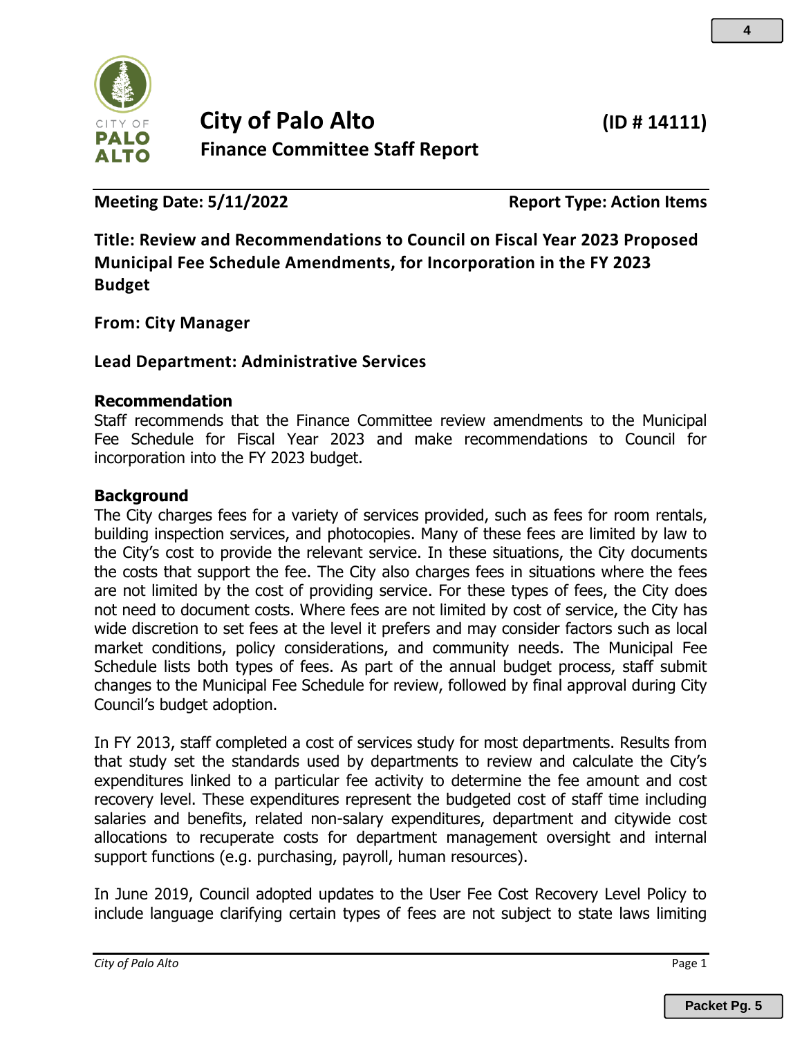# City of Palo Alto

## Finance Committee Staff Report

**(ID # 14111)**

**Meeting Date: 5/11/2022** **Report Type: Action Items**

**Title: Review and Recommendations to Council on Fiscal Year 2023 Proposed Municipal Fee Schedule Amendments, for Incorporation in the FY 2023 Budget**

**From: City Manager**

**Lead Department: Administrative Services**

### Recommendation

Staff recommends that the Finance Committee review amendments to the Municipal Fee Schedule for Fiscal Year 2023 and make recommendations to Council for incorporation into the FY 2023 budget.

### Background

The City charges fees for a variety of services provided, such as fees for room rentals, building inspection services, and photocopies. Many of these fees are limited by law to the City's cost to provide the relevant service. In these situations, the City documents the costs that support the fee. The City also charges fees in situations where the fees are not limited by the cost of providing service. For these types of fees, the City does not need to document costs. Where fees are not limited by cost of service, the City has wide discretion to set fees at the level it prefers and may consider factors such as local market conditions, policy considerations, and community needs. The Municipal Fee Schedule lists both types of fees. As part of the annual budget process, staff submit changes to the Municipal Fee Schedule for review, followed by final approval during City Council's budget adoption.

In FY 2013, staff completed a cost of services study for most departments. Results from that study set the standards used by departments to review and calculate the City's expenditures linked to a particular fee activity to determine the fee amount and cost recovery level. These expenditures represent the budgeted cost of staff time including salaries and benefits, related non-salary expenditures, department and citywide cost allocations to recuperate costs for department management oversight and internal support functions (e.g. purchasing, payroll, human resources).

In June 2019, Council adopted updates to the User Fee Cost Recovery Level Policy to include language clarifying certain types of fees are not subject to state laws limiting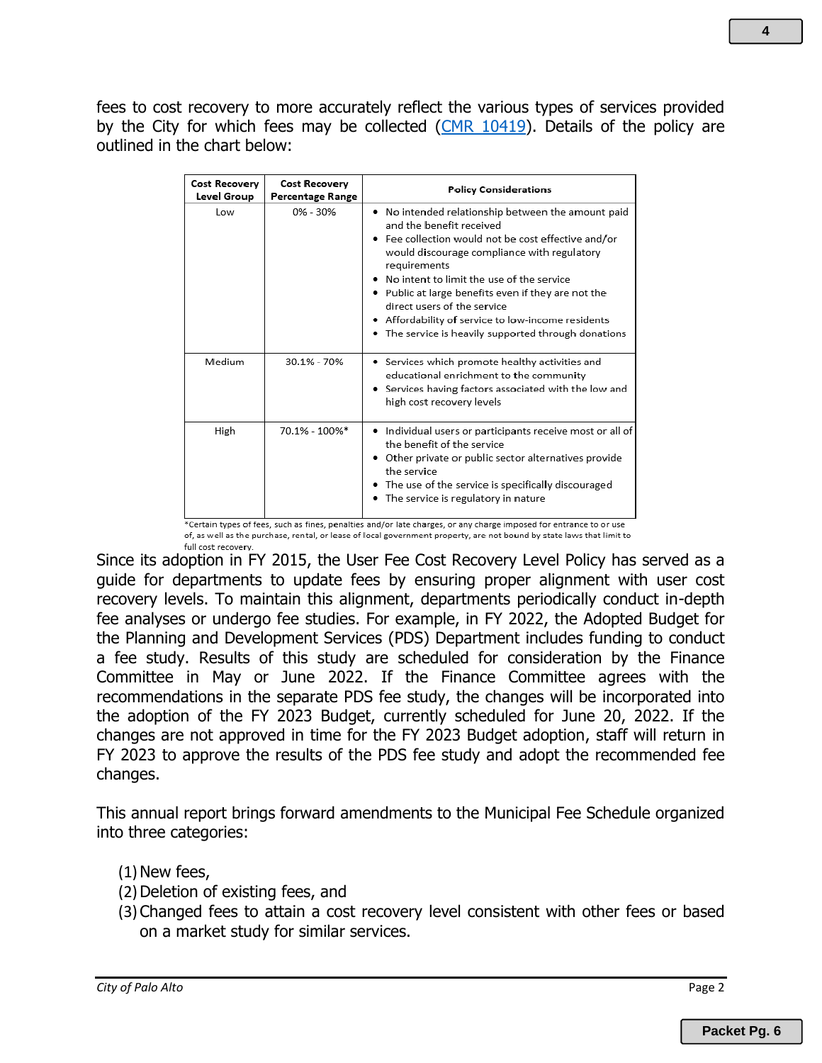fees to cost recovery to more accurately reflect the various types of services provided by the City for which fees may be collected (CMR 10419). Details of the policy are outlined in the chart below:

| Cost Recovery Level Group | Cost Recovery Percentage Range | Policy Considerations |
|---|---|---|
| Low | 0% - 30% | • No intended relationship between the amount paid and the benefit received<br>• Fee collection would not be cost effective and/or would discourage compliance with regulatory requirements<br>• No intent to limit the use of the service<br>• Public at large benefits even if they are not the direct users of the service<br>• Affordability of service to low-income residents<br>• The service is heavily supported through donations |
| Medium | 30.1% - 70% | • Services which promote healthy activities and educational enrichment to the community<br>• Services having factors associated with the low and high cost recovery levels |
| High | 70.1% - 100%* | • Individual users or participants receive most or all of the benefit of the service<br>• Other private or public sector alternatives provide the service<br>• The use of the service is specifically discouraged<br>• The service is regulatory in nature |

*Certain types of fees, such as fines, penalties and/or late charges, or any charge imposed for entrance to or use of, as well as the purchase, rental, or lease of local government property, are not bound by state laws that limit to full cost recovery.

Since its adoption in FY 2015, the User Fee Cost Recovery Level Policy has served as a guide for departments to update fees by ensuring proper alignment with user cost recovery levels. To maintain this alignment, departments periodically conduct in-depth fee analyses or undergo fee studies. For example, in FY 2022, the Adopted Budget for the Planning and Development Services (PDS) Department includes funding to conduct a fee study. Results of this study are scheduled for consideration by the Finance Committee in May or June 2022. If the Finance Committee agrees with the recommendations in the separate PDS fee study, the changes will be incorporated into the adoption of the FY 2023 Budget, currently scheduled for June 20, 2022. If the changes are not approved in time for the FY 2023 Budget adoption, staff will return in FY 2023 to approve the results of the PDS fee study and adopt the recommended fee changes.

This annual report brings forward amendments to the Municipal Fee Schedule organized into three categories:

(1) New fees,
(2) Deletion of existing fees, and
(3) Changed fees to attain a cost recovery level consistent with other fees or based on a market study for similar services.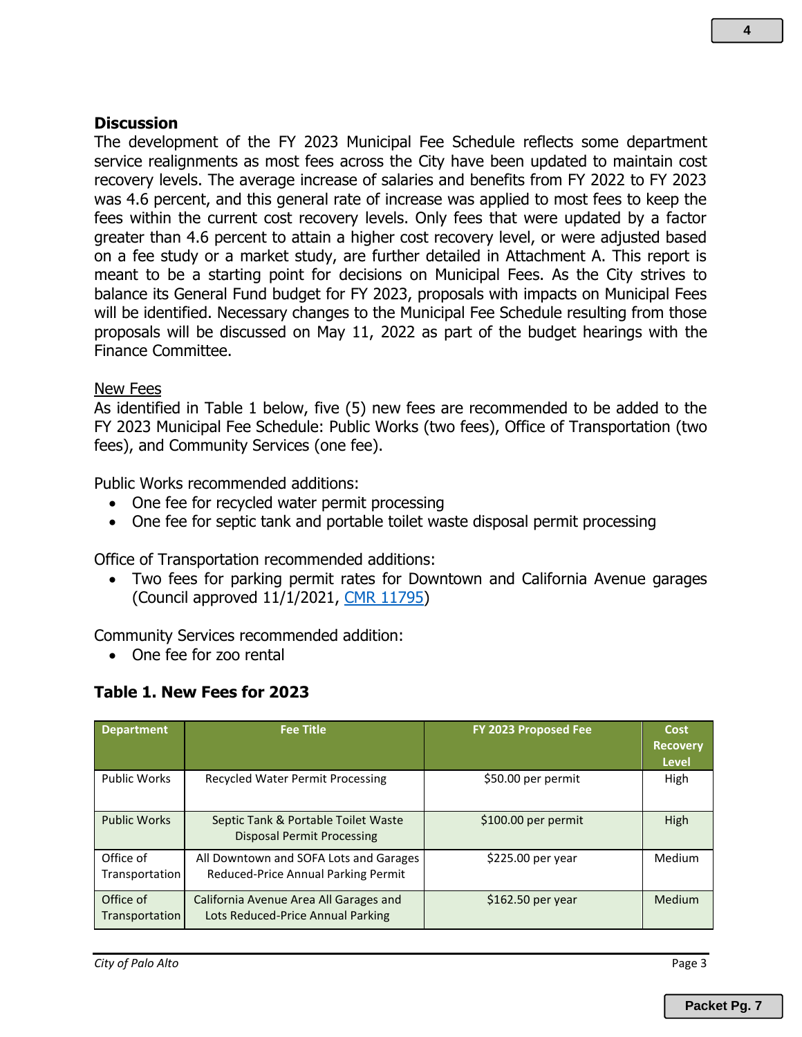**Discussion**

The development of the FY 2023 Municipal Fee Schedule reflects some department service realignments as most fees across the City have been updated to maintain cost recovery levels. The average increase of salaries and benefits from FY 2022 to FY 2023 was 4.6 percent, and this general rate of increase was applied to most fees to keep the fees within the current cost recovery levels. Only fees that were updated by a factor greater than 4.6 percent to attain a higher cost recovery level, or were adjusted based on a fee study or a market study, are further detailed in Attachment A. This report is meant to be a starting point for decisions on Municipal Fees. As the City strives to balance its General Fund budget for FY 2023, proposals with impacts on Municipal Fees will be identified. Necessary changes to the Municipal Fee Schedule resulting from those proposals will be discussed on May 11, 2022 as part of the budget hearings with the Finance Committee.

<u>New Fees</u>

As identified in Table 1 below, five (5) new fees are recommended to be added to the FY 2023 Municipal Fee Schedule: Public Works (two fees), Office of Transportation (two fees), and Community Services (one fee).

Public Works recommended additions:

- One fee for recycled water permit processing
- One fee for septic tank and portable toilet waste disposal permit processing

Office of Transportation recommended additions:

- Two fees for parking permit rates for Downtown and California Avenue garages (Council approved 11/1/2021, CMR 11795)

Community Services recommended addition:

- One fee for zoo rental

### Table 1. New Fees for 2023

| Department | Fee Title | FY 2023 Proposed Fee | Cost Recovery Level |
|---|---|---|---|
| Public Works | Recycled Water Permit Processing | $50.00 per permit | High |
| Public Works | Septic Tank & Portable Toilet Waste Disposal Permit Processing | $100.00 per permit | High |
| Office of Transportation | All Downtown and SOFA Lots and Garages Reduced-Price Annual Parking Permit | $225.00 per year | Medium |
| Office of Transportation | California Avenue Area All Garages and Lots Reduced-Price Annual Parking | $162.50 per year | Medium |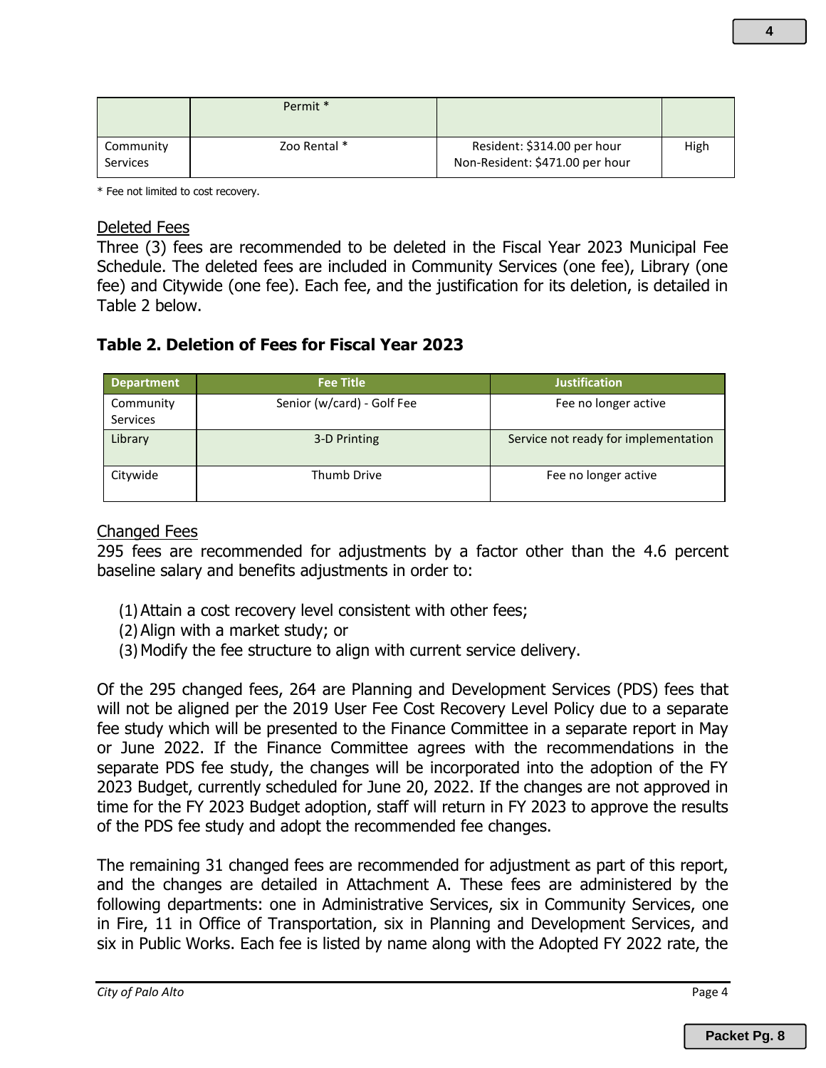|  | Permit * |  |  |
| --- | --- | --- | --- |
| Community Services | Zoo Rental * | Resident: $314.00 per hour<br>Non-Resident: $471.00 per hour | High |

* Fee not limited to cost recovery.

Deleted Fees

Three (3) fees are recommended to be deleted in the Fiscal Year 2023 Municipal Fee Schedule. The deleted fees are included in Community Services (one fee), Library (one fee) and Citywide (one fee). Each fee, and the justification for its deletion, is detailed in Table 2 below.

### Table 2. Deletion of Fees for Fiscal Year 2023

| Department | Fee Title | Justification |
| --- | --- | --- |
| Community Services | Senior (w/card) - Golf Fee | Fee no longer active |
| Library | 3-D Printing | Service not ready for implementation |
| Citywide | Thumb Drive | Fee no longer active |

Changed Fees

295 fees are recommended for adjustments by a factor other than the 4.6 percent baseline salary and benefits adjustments in order to:

(1) Attain a cost recovery level consistent with other fees;
(2) Align with a market study; or
(3) Modify the fee structure to align with current service delivery.

Of the 295 changed fees, 264 are Planning and Development Services (PDS) fees that will not be aligned per the 2019 User Fee Cost Recovery Level Policy due to a separate fee study which will be presented to the Finance Committee in a separate report in May or June 2022. If the Finance Committee agrees with the recommendations in the separate PDS fee study, the changes will be incorporated into the adoption of the FY 2023 Budget, currently scheduled for June 20, 2022. If the changes are not approved in time for the FY 2023 Budget adoption, staff will return in FY 2023 to approve the results of the PDS fee study and adopt the recommended fee changes.

The remaining 31 changed fees are recommended for adjustment as part of this report, and the changes are detailed in Attachment A. These fees are administered by the following departments: one in Administrative Services, six in Community Services, one in Fire, 11 in Office of Transportation, six in Planning and Development Services, and six in Public Works. Each fee is listed by name along with the Adopted FY 2022 rate, the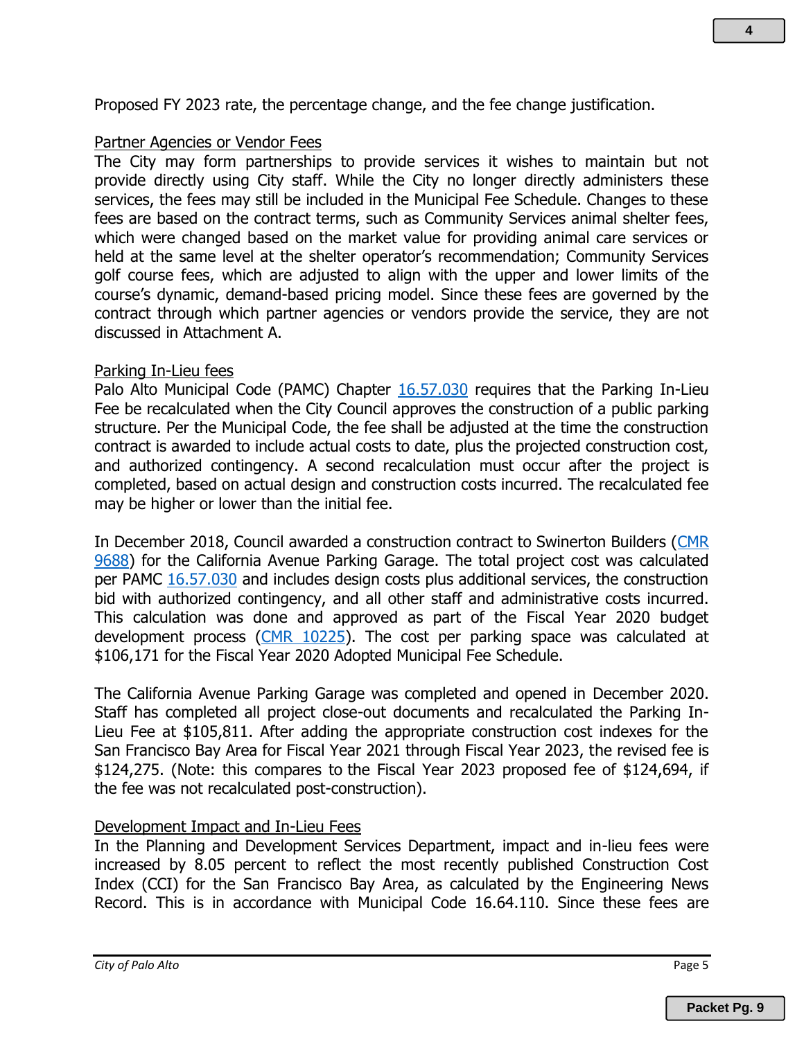Proposed FY 2023 rate, the percentage change, and the fee change justification.

Partner Agencies or Vendor Fees

The City may form partnerships to provide services it wishes to maintain but not provide directly using City staff. While the City no longer directly administers these services, the fees may still be included in the Municipal Fee Schedule. Changes to these fees are based on the contract terms, such as Community Services animal shelter fees, which were changed based on the market value for providing animal care services or held at the same level at the shelter operator's recommendation; Community Services golf course fees, which are adjusted to align with the upper and lower limits of the course's dynamic, demand-based pricing model. Since these fees are governed by the contract through which partner agencies or vendors provide the service, they are not discussed in Attachment A.

Parking In-Lieu fees

Palo Alto Municipal Code (PAMC) Chapter 16.57.030 requires that the Parking In-Lieu Fee be recalculated when the City Council approves the construction of a public parking structure. Per the Municipal Code, the fee shall be adjusted at the time the construction contract is awarded to include actual costs to date, plus the projected construction cost, and authorized contingency. A second recalculation must occur after the project is completed, based on actual design and construction costs incurred. The recalculated fee may be higher or lower than the initial fee.

In December 2018, Council awarded a construction contract to Swinerton Builders (CMR 9688) for the California Avenue Parking Garage. The total project cost was calculated per PAMC 16.57.030 and includes design costs plus additional services, the construction bid with authorized contingency, and all other staff and administrative costs incurred. This calculation was done and approved as part of the Fiscal Year 2020 budget development process (CMR 10225). The cost per parking space was calculated at $106,171 for the Fiscal Year 2020 Adopted Municipal Fee Schedule.

The California Avenue Parking Garage was completed and opened in December 2020. Staff has completed all project close-out documents and recalculated the Parking In-Lieu Fee at $105,811. After adding the appropriate construction cost indexes for the San Francisco Bay Area for Fiscal Year 2021 through Fiscal Year 2023, the revised fee is $124,275. (Note: this compares to the Fiscal Year 2023 proposed fee of $124,694, if the fee was not recalculated post-construction).

Development Impact and In-Lieu Fees

In the Planning and Development Services Department, impact and in-lieu fees were increased by 8.05 percent to reflect the most recently published Construction Cost Index (CCI) for the San Francisco Bay Area, as calculated by the Engineering News Record. This is in accordance with Municipal Code 16.64.110. Since these fees are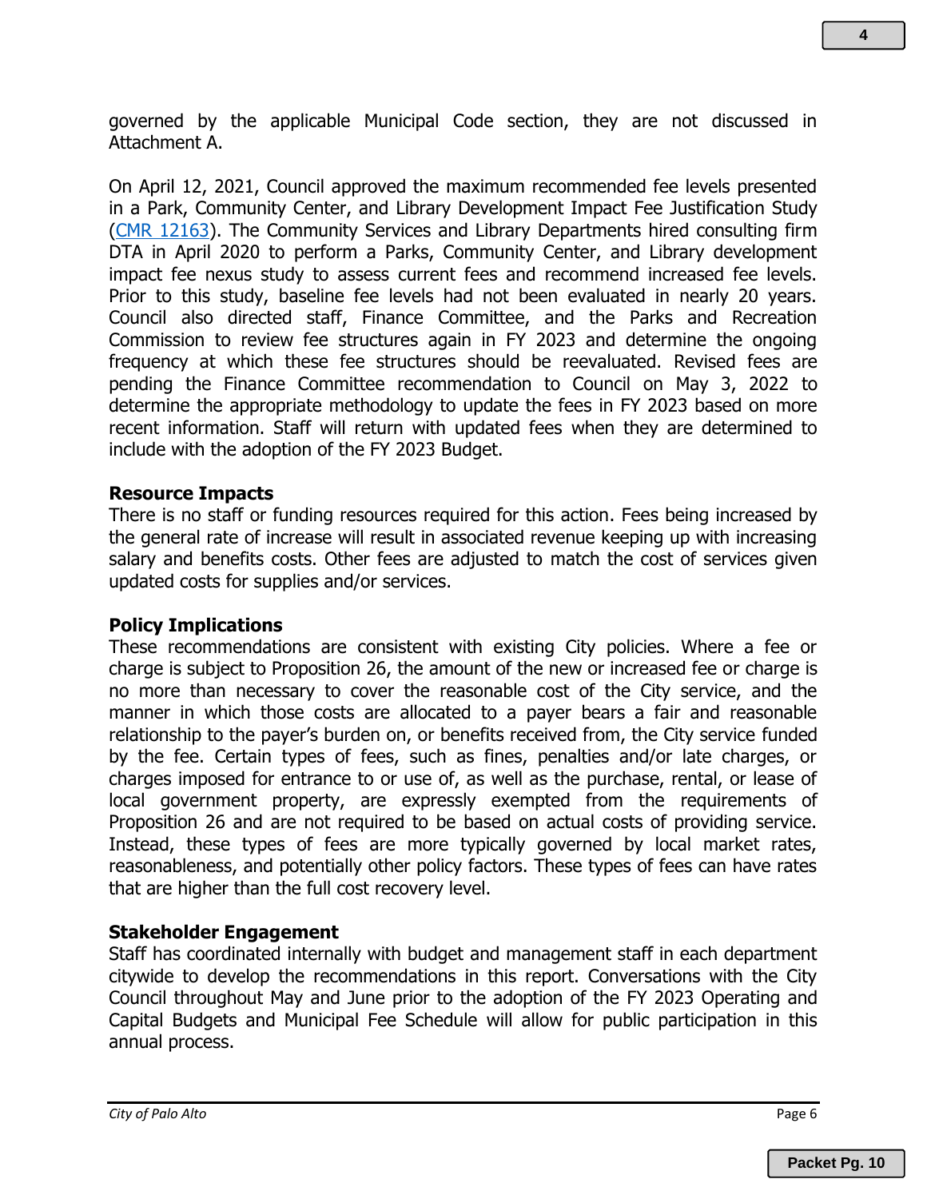governed by the applicable Municipal Code section, they are not discussed in Attachment A.

On April 12, 2021, Council approved the maximum recommended fee levels presented in a Park, Community Center, and Library Development Impact Fee Justification Study (CMR 12163). The Community Services and Library Departments hired consulting firm DTA in April 2020 to perform a Parks, Community Center, and Library development impact fee nexus study to assess current fees and recommend increased fee levels. Prior to this study, baseline fee levels had not been evaluated in nearly 20 years. Council also directed staff, Finance Committee, and the Parks and Recreation Commission to review fee structures again in FY 2023 and determine the ongoing frequency at which these fee structures should be reevaluated. Revised fees are pending the Finance Committee recommendation to Council on May 3, 2022 to determine the appropriate methodology to update the fees in FY 2023 based on more recent information. Staff will return with updated fees when they are determined to include with the adoption of the FY 2023 Budget.

**Resource Impacts**

There is no staff or funding resources required for this action. Fees being increased by the general rate of increase will result in associated revenue keeping up with increasing salary and benefits costs. Other fees are adjusted to match the cost of services given updated costs for supplies and/or services.

**Policy Implications**

These recommendations are consistent with existing City policies. Where a fee or charge is subject to Proposition 26, the amount of the new or increased fee or charge is no more than necessary to cover the reasonable cost of the City service, and the manner in which those costs are allocated to a payer bears a fair and reasonable relationship to the payer's burden on, or benefits received from, the City service funded by the fee. Certain types of fees, such as fines, penalties and/or late charges, or charges imposed for entrance to or use of, as well as the purchase, rental, or lease of local government property, are expressly exempted from the requirements of Proposition 26 and are not required to be based on actual costs of providing service. Instead, these types of fees are more typically governed by local market rates, reasonableness, and potentially other policy factors. These types of fees can have rates that are higher than the full cost recovery level.

**Stakeholder Engagement**

Staff has coordinated internally with budget and management staff in each department citywide to develop the recommendations in this report. Conversations with the City Council throughout May and June prior to the adoption of the FY 2023 Operating and Capital Budgets and Municipal Fee Schedule will allow for public participation in this annual process.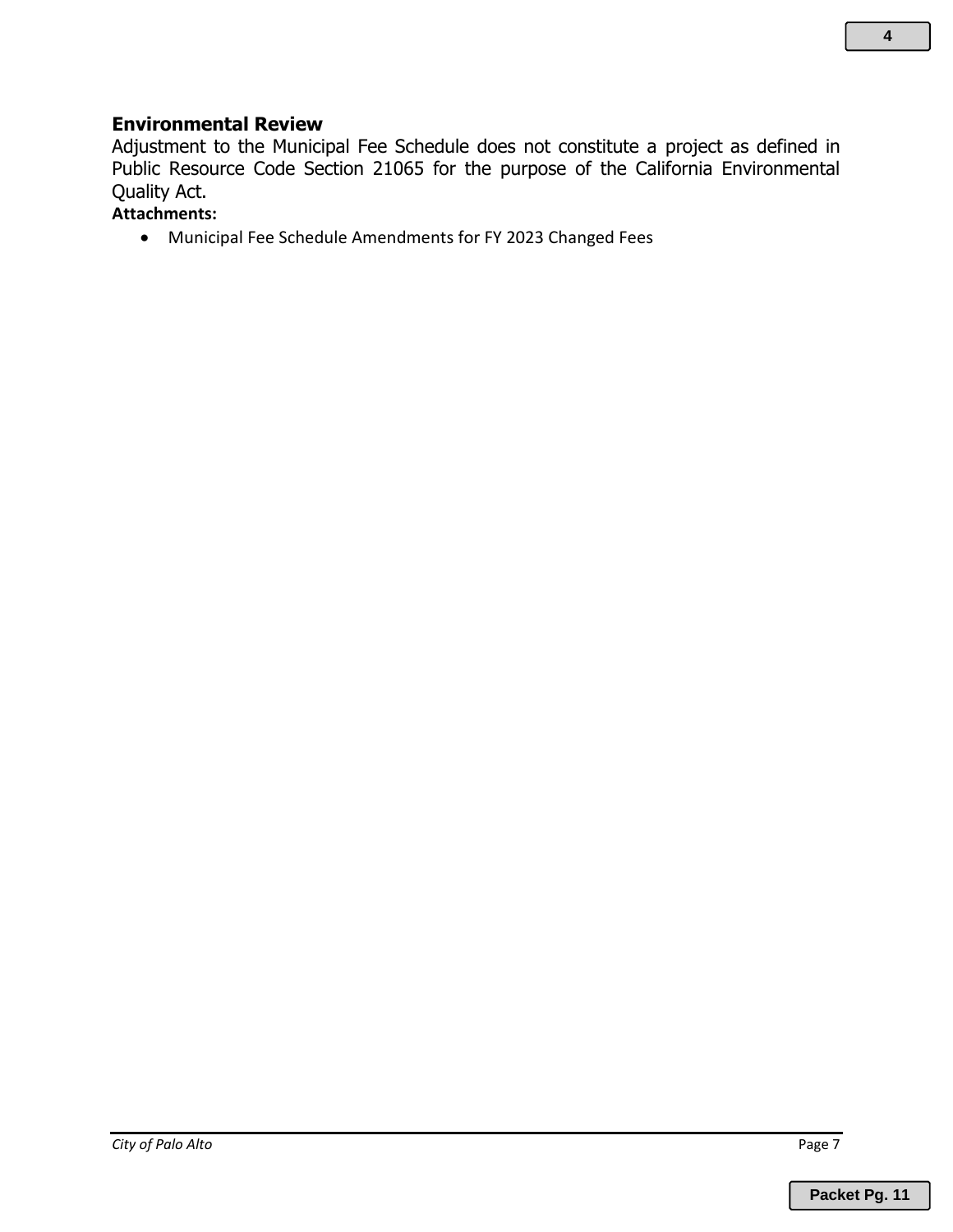## Environmental Review

Adjustment to the Municipal Fee Schedule does not constitute a project as defined in Public Resource Code Section 21065 for the purpose of the California Environmental Quality Act.

**Attachments:**

- Municipal Fee Schedule Amendments for FY 2023 Changed Fees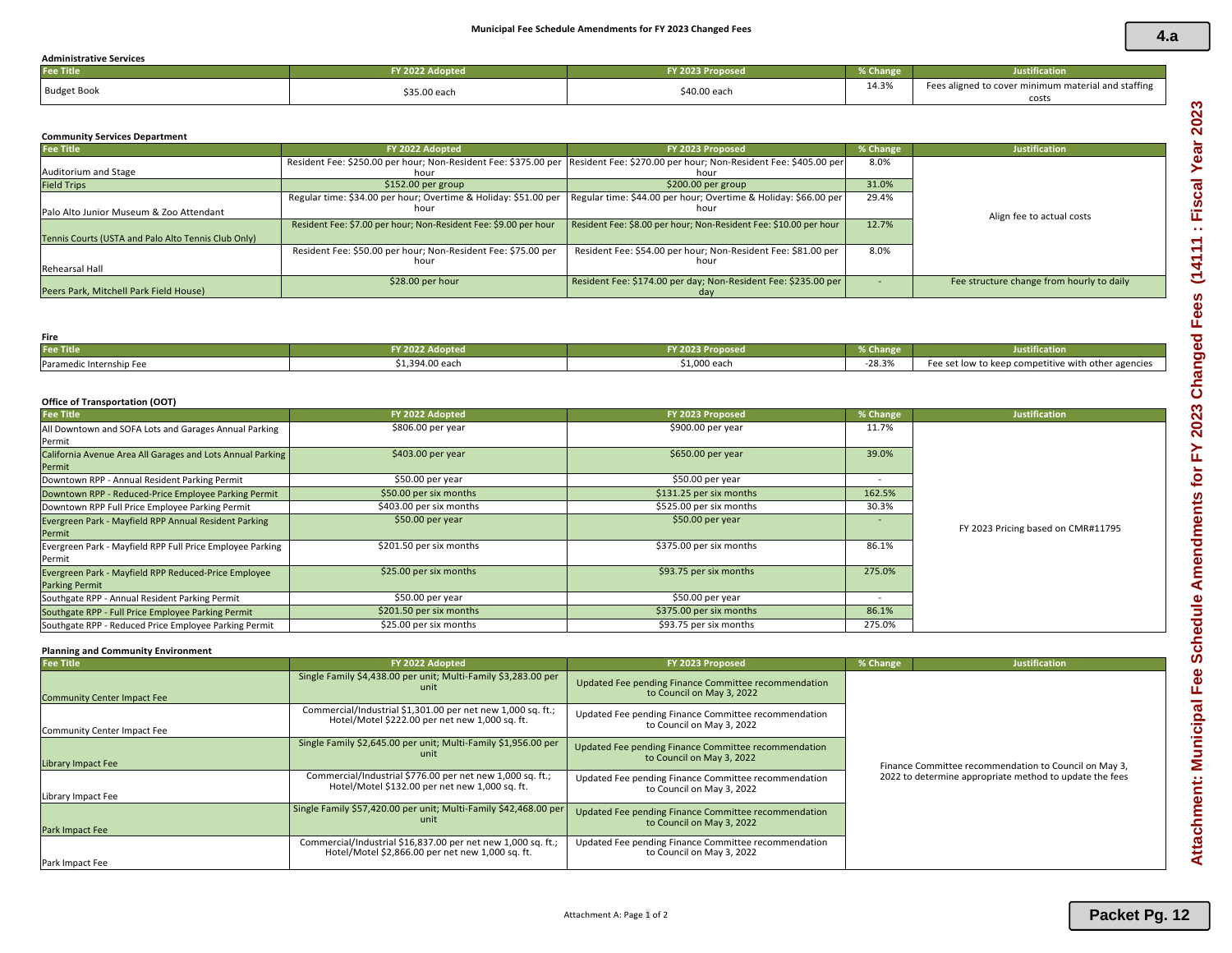# Municipal Fee Schedule Amendments for FY 2023 Changed Fees

**Administrative Services**

| Fee Title | FY 2022 Adopted | FY 2023 Proposed | % Change | Justification |
|---|---|---|---|---|
| Budget Book | $35.00 each | $40.00 each | 14.3% | Fees aligned to cover minimum material and staffing costs |

**Community Services Department**

| Fee Title | FY 2022 Adopted | FY 2023 Proposed | % Change | Justification |
|---|---|---|---|---|
| Auditorium and Stage | Resident Fee: $250.00 per hour; Non-Resident Fee: $375.00 per hour | Resident Fee: $270.00 per hour; Non-Resident Fee: $405.00 per hour | 8.0% | Align fee to actual costs |
| Field Trips | $152.00 per group | $200.00 per group | 31.0% | |
| Palo Alto Junior Museum & Zoo Attendant | Regular time: $34.00 per hour; Overtime & Holiday: $51.00 per hour | Regular time: $44.00 per hour; Overtime & Holiday: $66.00 per hour | 29.4% | |
| Tennis Courts (USTA and Palo Alto Tennis Club Only) | Resident Fee: $7.00 per hour; Non-Resident Fee: $9.00 per hour | Resident Fee: $8.00 per hour; Non-Resident Fee: $10.00 per hour | 12.7% | |
| Rehearsal Hall | Resident Fee: $50.00 per hour; Non-Resident Fee: $75.00 per hour | Resident Fee: $54.00 per hour; Non-Resident Fee: $81.00 per hour | 8.0% | |
| Peers Park, Mitchell Park Field House) | $28.00 per hour | Resident Fee: $174.00 per day; Non-Resident Fee: $235.00 per day | - | Fee structure change from hourly to daily |

**Fire**

| Fee Title | FY 2022 Adopted | FY 2023 Proposed | % Change | Justification |
|---|---|---|---|---|
| Paramedic Internship Fee | $1,394.00 each | $1,000 each | -28.3% | Fee set low to keep competitive with other agencies |

**Office of Transportation (OOT)**

| Fee Title | FY 2022 Adopted | FY 2023 Proposed | % Change | Justification |
|---|---|---|---|---|
| All Downtown and SOFA Lots and Garages Annual Parking Permit | $806.00 per year | $900.00 per year | 11.7% | FY 2023 Pricing based on CMR#11795 |
| California Avenue Area All Garages and Lots Annual Parking Permit | $403.00 per year | $650.00 per year | 39.0% | |
| Downtown RPP - Annual Resident Parking Permit | $50.00 per year | $50.00 per year | - | |
| Downtown RPP - Reduced-Price Employee Parking Permit | $50.00 per six months | $131.25 per six months | 162.5% | |
| Downtown RPP Full Price Employee Parking Permit | $403.00 per six months | $525.00 per six months | 30.3% | |
| Evergreen Park - Mayfield RPP Annual Resident Parking Permit | $50.00 per year | $50.00 per year | - | |
| Evergreen Park - Mayfield RPP Full Price Employee Parking Permit | $201.50 per six months | $375.00 per six months | 86.1% | |
| Evergreen Park - Mayfield RPP Reduced-Price Employee Parking Permit | $25.00 per six months | $93.75 per six months | 275.0% | |
| Southgate RPP - Annual Resident Parking Permit | $50.00 per year | $50.00 per year | - | |
| Southgate RPP - Full Price Employee Parking Permit | $201.50 per six months | $375.00 per six months | 86.1% | |
| Southgate RPP - Reduced Price Employee Parking Permit | $25.00 per six months | $93.75 per six months | 275.0% | |

**Planning and Community Environment**

| Fee Title | FY 2022 Adopted | FY 2023 Proposed | % Change | Justification |
|---|---|---|---|---|
| Community Center Impact Fee | Single Family $4,438.00 per unit; Multi-Family $3,283.00 per unit | Updated Fee pending Finance Committee recommendation to Council on May 3, 2022 | | Finance Committee recommendation to Council on May 3, 2022 to determine appropriate method to update the fees |
| Community Center Impact Fee | Commercial/Industrial $1,301.00 per net new 1,000 sq. ft.; Hotel/Motel $222.00 per net new 1,000 sq. ft. | Updated Fee pending Finance Committee recommendation to Council on May 3, 2022 | | |
| Library Impact Fee | Single Family $2,645.00 per unit; Multi-Family $1,956.00 per unit | Updated Fee pending Finance Committee recommendation to Council on May 3, 2022 | | |
| Library Impact Fee | Commercial/Industrial $776.00 per net new 1,000 sq. ft.; Hotel/Motel $132.00 per net new 1,000 sq. ft. | Updated Fee pending Finance Committee recommendation to Council on May 3, 2022 | | |
| Park Impact Fee | Single Family $57,420.00 per unit; Multi-Family $42,468.00 per unit | Updated Fee pending Finance Committee recommendation to Council on May 3, 2022 | | |
| Park Impact Fee | Commercial/Industrial $16,837.00 per net new 1,000 sq. ft.; Hotel/Motel $2,866.00 per net new 1,000 sq. ft. | Updated Fee pending Finance Committee recommendation to Council on May 3, 2022 | | |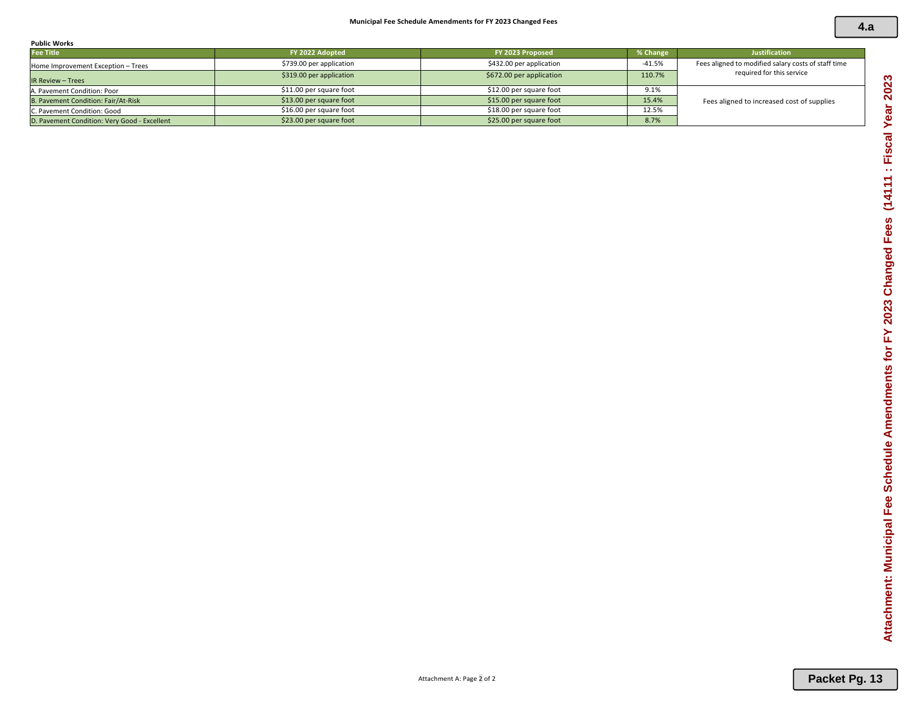**Municipal Fee Schedule Amendments for FY 2023 Changed Fees**

**Public Works**

| Fee Title | FY 2022 Adopted | FY 2023 Proposed | % Change | Justification |
|---|---|---|---|---|
| Home Improvement Exception – Trees | $739.00 per application | $432.00 per application | -41.5% | Fees aligned to modified salary costs of staff time required for this service |
| IR Review – Trees | $319.00 per application | $672.00 per application | 110.7% | |
| A. Pavement Condition: Poor | $11.00 per square foot | $12.00 per square foot | 9.1% | Fees aligned to increased cost of supplies |
| B. Pavement Condition: Fair/At-Risk | $13.00 per square foot | $15.00 per square foot | 15.4% | |
| C. Pavement Condition: Good | $16.00 per square foot | $18.00 per square foot | 12.5% | |
| D. Pavement Condition: Very Good - Excellent | $23.00 per square foot | $25.00 per square foot | 8.7% | |